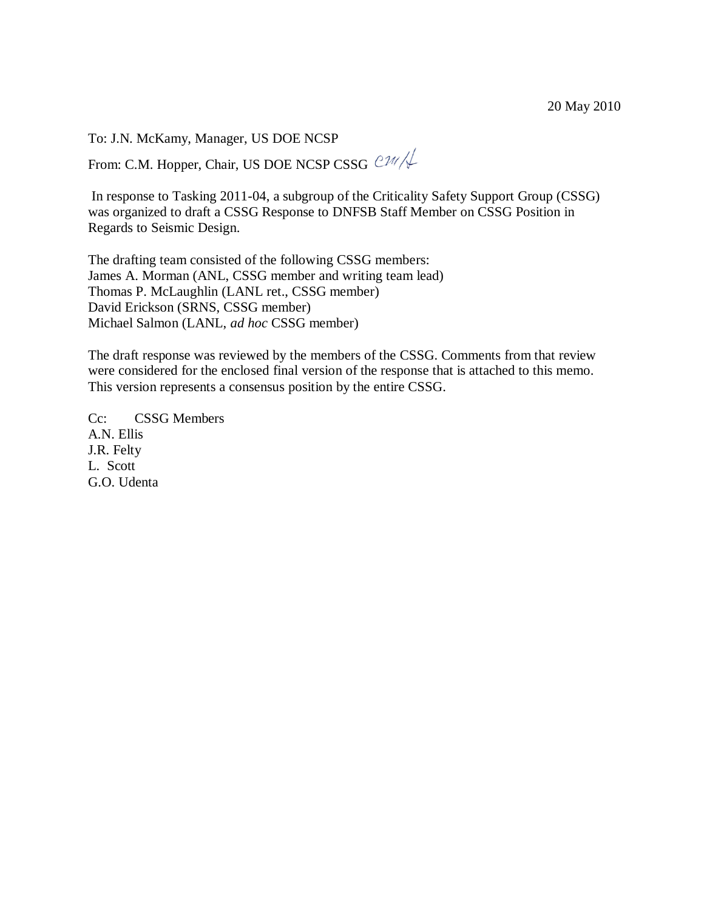20 May 2010

To: J.N. McKamy, Manager, US DOE NCSP

From: C.M. Hopper, Chair, US DOE NCSP CSSG CMH

In response to Tasking 2011-04, a subgroup of the Criticality Safety Support Group (CSSG) was organized to draft a CSSG Response to DNFSB Staff Member on CSSG Position in Regards to Seismic Design.

The drafting team consisted of the following CSSG members:
James A. Morman (ANL, CSSG member and writing team lead)
Thomas P. McLaughlin (LANL ret., CSSG member)
David Erickson (SRNS, CSSG member)
Michael Salmon (LANL, *ad hoc* CSSG member)

The draft response was reviewed by the members of the CSSG. Comments from that review were considered for the enclosed final version of the response that is attached to this memo. This version represents a consensus position by the entire CSSG.

Cc: CSSG Members
A.N. Ellis
J.R. Felty
L. Scott
G.O. Udenta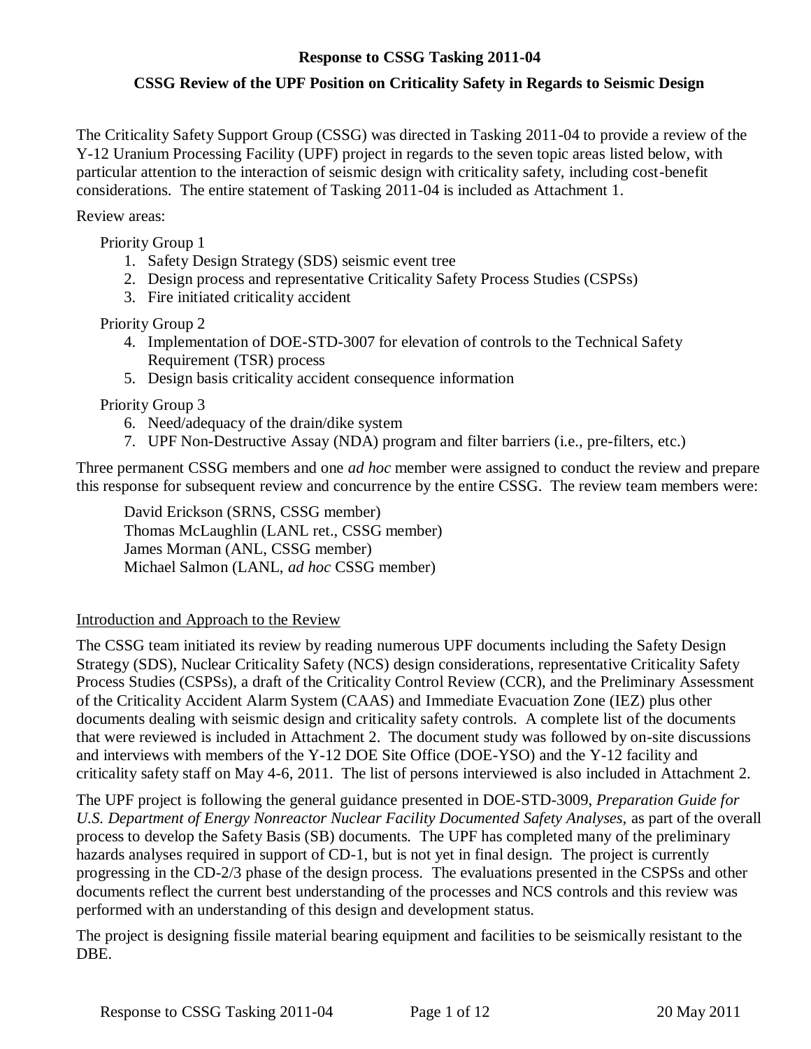**Response to CSSG Tasking 2011-04**

**CSSG Review of the UPF Position on Criticality Safety in Regards to Seismic Design**

The Criticality Safety Support Group (CSSG) was directed in Tasking 2011-04 to provide a review of the Y-12 Uranium Processing Facility (UPF) project in regards to the seven topic areas listed below, with particular attention to the interaction of seismic design with criticality safety, including cost-benefit considerations. The entire statement of Tasking 2011-04 is included as Attachment 1.

Review areas:

Priority Group 1

1. Safety Design Strategy (SDS) seismic event tree
2. Design process and representative Criticality Safety Process Studies (CSPSs)
3. Fire initiated criticality accident

Priority Group 2

4. Implementation of DOE-STD-3007 for elevation of controls to the Technical Safety Requirement (TSR) process
5. Design basis criticality accident consequence information

Priority Group 3

6. Need/adequacy of the drain/dike system
7. UPF Non-Destructive Assay (NDA) program and filter barriers (i.e., pre-filters, etc.)

Three permanent CSSG members and one *ad hoc* member were assigned to conduct the review and prepare this response for subsequent review and concurrence by the entire CSSG. The review team members were:

David Erickson (SRNS, CSSG member)
Thomas McLaughlin (LANL ret., CSSG member)
James Morman (ANL, CSSG member)
Michael Salmon (LANL, *ad hoc* CSSG member)

Introduction and Approach to the Review

The CSSG team initiated its review by reading numerous UPF documents including the Safety Design Strategy (SDS), Nuclear Criticality Safety (NCS) design considerations, representative Criticality Safety Process Studies (CSPSs), a draft of the Criticality Control Review (CCR), and the Preliminary Assessment of the Criticality Accident Alarm System (CAAS) and Immediate Evacuation Zone (IEZ) plus other documents dealing with seismic design and criticality safety controls. A complete list of the documents that were reviewed is included in Attachment 2. The document study was followed by on-site discussions and interviews with members of the Y-12 DOE Site Office (DOE-YSO) and the Y-12 facility and criticality safety staff on May 4-6, 2011. The list of persons interviewed is also included in Attachment 2.

The UPF project is following the general guidance presented in DOE-STD-3009, *Preparation Guide for U.S. Department of Energy Nonreactor Nuclear Facility Documented Safety Analyses*, as part of the overall process to develop the Safety Basis (SB) documents. The UPF has completed many of the preliminary hazards analyses required in support of CD-1, but is not yet in final design. The project is currently progressing in the CD-2/3 phase of the design process. The evaluations presented in the CSPSs and other documents reflect the current best understanding of the processes and NCS controls and this review was performed with an understanding of this design and development status.

The project is designing fissile material bearing equipment and facilities to be seismically resistant to the DBE.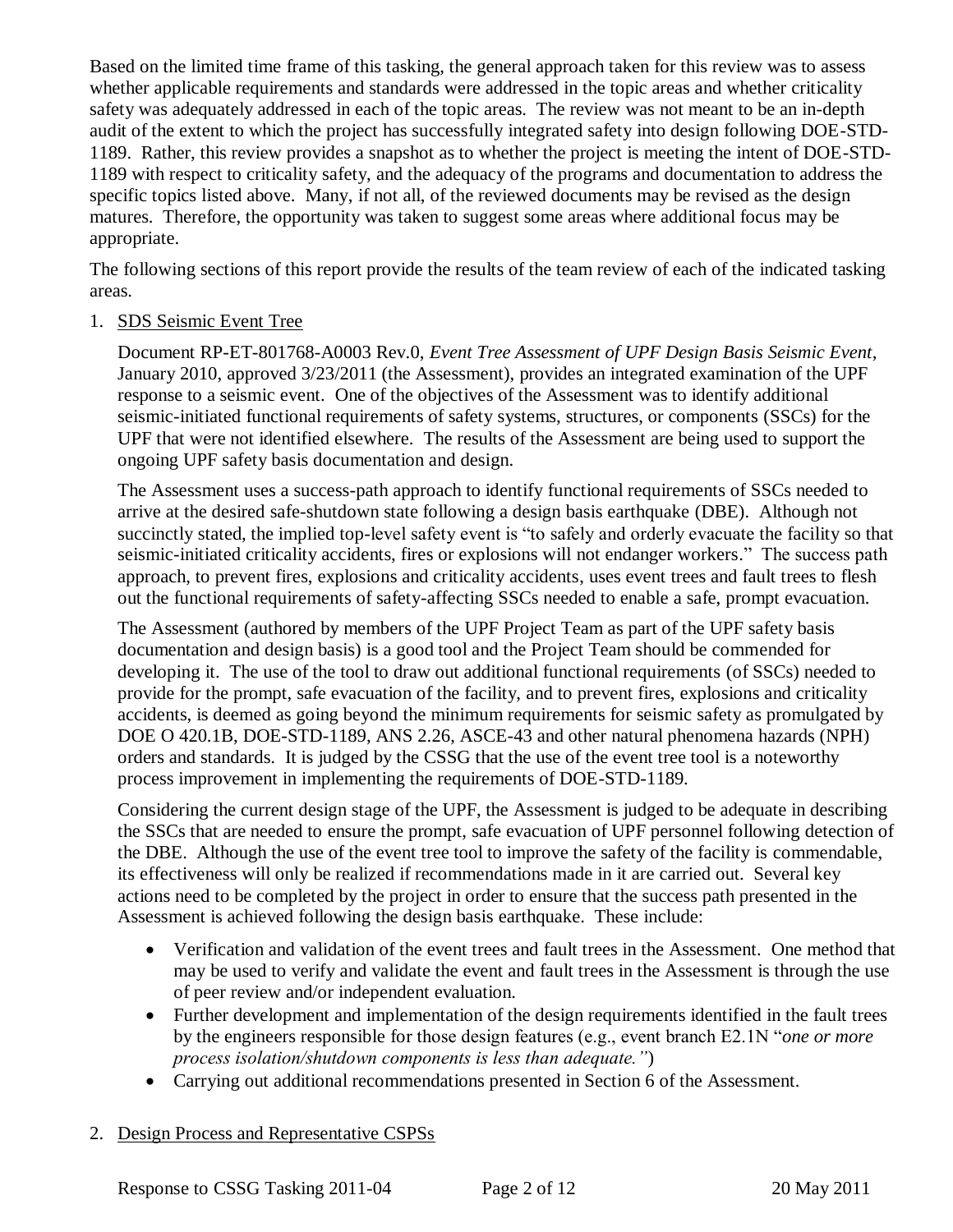Based on the limited time frame of this tasking, the general approach taken for this review was to assess whether applicable requirements and standards were addressed in the topic areas and whether criticality safety was adequately addressed in each of the topic areas. The review was not meant to be an in-depth audit of the extent to which the project has successfully integrated safety into design following DOE-STD-1189. Rather, this review provides a snapshot as to whether the project is meeting the intent of DOE-STD-1189 with respect to criticality safety, and the adequacy of the programs and documentation to address the specific topics listed above. Many, if not all, of the reviewed documents may be revised as the design matures. Therefore, the opportunity was taken to suggest some areas where additional focus may be appropriate.

The following sections of this report provide the results of the team review of each of the indicated tasking areas.

1. SDS Seismic Event Tree

   Document RP-ET-801768-A0003 Rev.0, *Event Tree Assessment of UPF Design Basis Seismic Event*, January 2010, approved 3/23/2011 (the Assessment), provides an integrated examination of the UPF response to a seismic event. One of the objectives of the Assessment was to identify additional seismic-initiated functional requirements of safety systems, structures, or components (SSCs) for the UPF that were not identified elsewhere. The results of the Assessment are being used to support the ongoing UPF safety basis documentation and design.

   The Assessment uses a success-path approach to identify functional requirements of SSCs needed to arrive at the desired safe-shutdown state following a design basis earthquake (DBE). Although not succinctly stated, the implied top-level safety event is "to safely and orderly evacuate the facility so that seismic-initiated criticality accidents, fires or explosions will not endanger workers." The success path approach, to prevent fires, explosions and criticality accidents, uses event trees and fault trees to flesh out the functional requirements of safety-affecting SSCs needed to enable a safe, prompt evacuation.

   The Assessment (authored by members of the UPF Project Team as part of the UPF safety basis documentation and design basis) is a good tool and the Project Team should be commended for developing it. The use of the tool to draw out additional functional requirements (of SSCs) needed to provide for the prompt, safe evacuation of the facility, and to prevent fires, explosions and criticality accidents, is deemed as going beyond the minimum requirements for seismic safety as promulgated by DOE O 420.1B, DOE-STD-1189, ANS 2.26, ASCE-43 and other natural phenomena hazards (NPH) orders and standards. It is judged by the CSSG that the use of the event tree tool is a noteworthy process improvement in implementing the requirements of DOE-STD-1189.

   Considering the current design stage of the UPF, the Assessment is judged to be adequate in describing the SSCs that are needed to ensure the prompt, safe evacuation of UPF personnel following detection of the DBE. Although the use of the event tree tool to improve the safety of the facility is commendable, its effectiveness will only be realized if recommendations made in it are carried out. Several key actions need to be completed by the project in order to ensure that the success path presented in the Assessment is achieved following the design basis earthquake. These include:

   - Verification and validation of the event trees and fault trees in the Assessment. One method that may be used to verify and validate the event and fault trees in the Assessment is through the use of peer review and/or independent evaluation.
   - Further development and implementation of the design requirements identified in the fault trees by the engineers responsible for those design features (e.g., event branch E2.1N "*one or more process isolation/shutdown components is less than adequate."*)
   - Carrying out additional recommendations presented in Section 6 of the Assessment.

2. Design Process and Representative CSPSs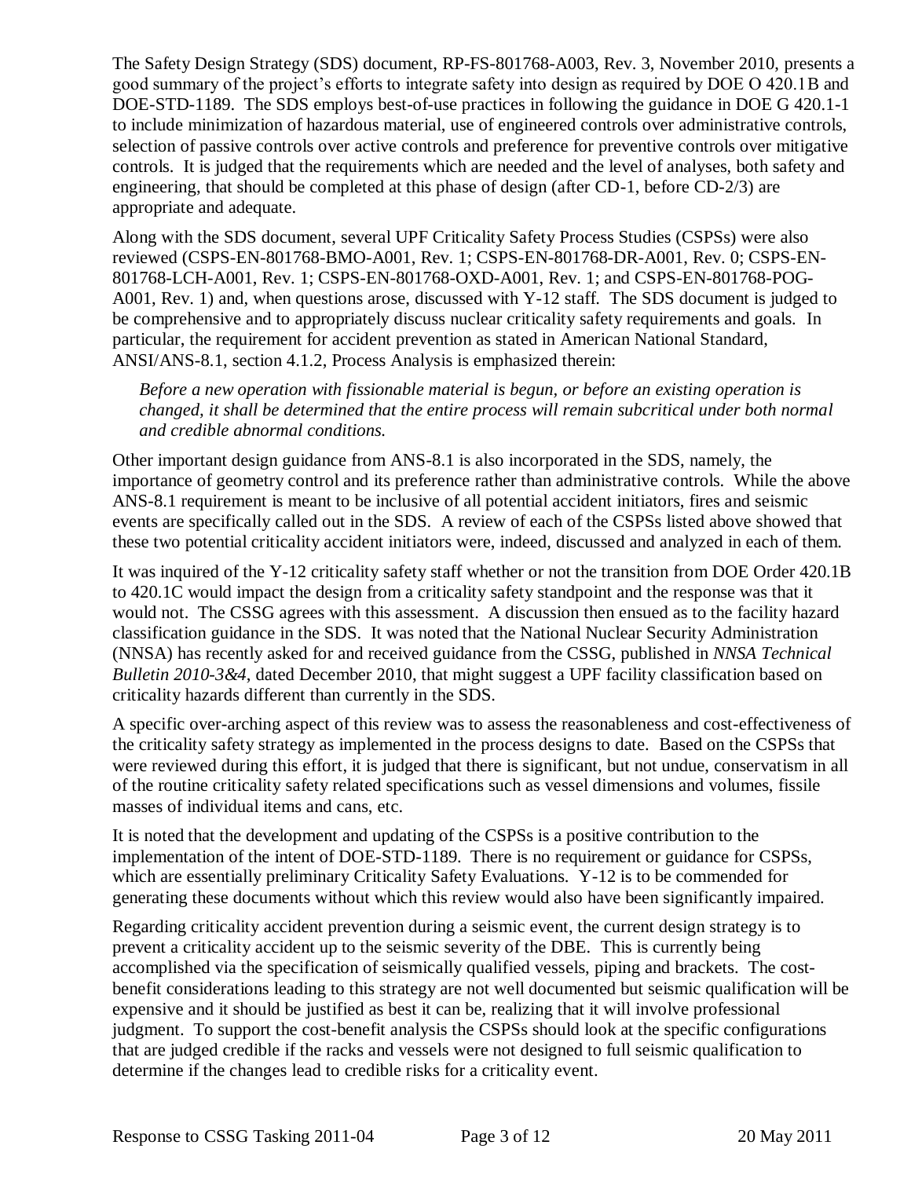The Safety Design Strategy (SDS) document, RP-FS-801768-A003, Rev. 3, November 2010, presents a good summary of the project's efforts to integrate safety into design as required by DOE O 420.1B and DOE-STD-1189. The SDS employs best-of-use practices in following the guidance in DOE G 420.1-1 to include minimization of hazardous material, use of engineered controls over administrative controls, selection of passive controls over active controls and preference for preventive controls over mitigative controls. It is judged that the requirements which are needed and the level of analyses, both safety and engineering, that should be completed at this phase of design (after CD-1, before CD-2/3) are appropriate and adequate.

Along with the SDS document, several UPF Criticality Safety Process Studies (CSPSs) were also reviewed (CSPS-EN-801768-BMO-A001, Rev. 1; CSPS-EN-801768-DR-A001, Rev. 0; CSPS-EN-801768-LCH-A001, Rev. 1; CSPS-EN-801768-OXD-A001, Rev. 1; and CSPS-EN-801768-POG-A001, Rev. 1) and, when questions arose, discussed with Y-12 staff. The SDS document is judged to be comprehensive and to appropriately discuss nuclear criticality safety requirements and goals. In particular, the requirement for accident prevention as stated in American National Standard, ANSI/ANS-8.1, section 4.1.2, Process Analysis is emphasized therein:

> *Before a new operation with fissionable material is begun, or before an existing operation is changed, it shall be determined that the entire process will remain subcritical under both normal and credible abnormal conditions.*

Other important design guidance from ANS-8.1 is also incorporated in the SDS, namely, the importance of geometry control and its preference rather than administrative controls. While the above ANS-8.1 requirement is meant to be inclusive of all potential accident initiators, fires and seismic events are specifically called out in the SDS. A review of each of the CSPSs listed above showed that these two potential criticality accident initiators were, indeed, discussed and analyzed in each of them.

It was inquired of the Y-12 criticality safety staff whether or not the transition from DOE Order 420.1B to 420.1C would impact the design from a criticality safety standpoint and the response was that it would not. The CSSG agrees with this assessment. A discussion then ensued as to the facility hazard classification guidance in the SDS. It was noted that the National Nuclear Security Administration (NNSA) has recently asked for and received guidance from the CSSG, published in *NNSA Technical Bulletin 2010-3&4*, dated December 2010, that might suggest a UPF facility classification based on criticality hazards different than currently in the SDS.

A specific over-arching aspect of this review was to assess the reasonableness and cost-effectiveness of the criticality safety strategy as implemented in the process designs to date. Based on the CSPSs that were reviewed during this effort, it is judged that there is significant, but not undue, conservatism in all of the routine criticality safety related specifications such as vessel dimensions and volumes, fissile masses of individual items and cans, etc.

It is noted that the development and updating of the CSPSs is a positive contribution to the implementation of the intent of DOE-STD-1189. There is no requirement or guidance for CSPSs, which are essentially preliminary Criticality Safety Evaluations. Y-12 is to be commended for generating these documents without which this review would also have been significantly impaired.

Regarding criticality accident prevention during a seismic event, the current design strategy is to prevent a criticality accident up to the seismic severity of the DBE. This is currently being accomplished via the specification of seismically qualified vessels, piping and brackets. The cost-benefit considerations leading to this strategy are not well documented but seismic qualification will be expensive and it should be justified as best it can be, realizing that it will involve professional judgment. To support the cost-benefit analysis the CSPSs should look at the specific configurations that are judged credible if the racks and vessels were not designed to full seismic qualification to determine if the changes lead to credible risks for a criticality event.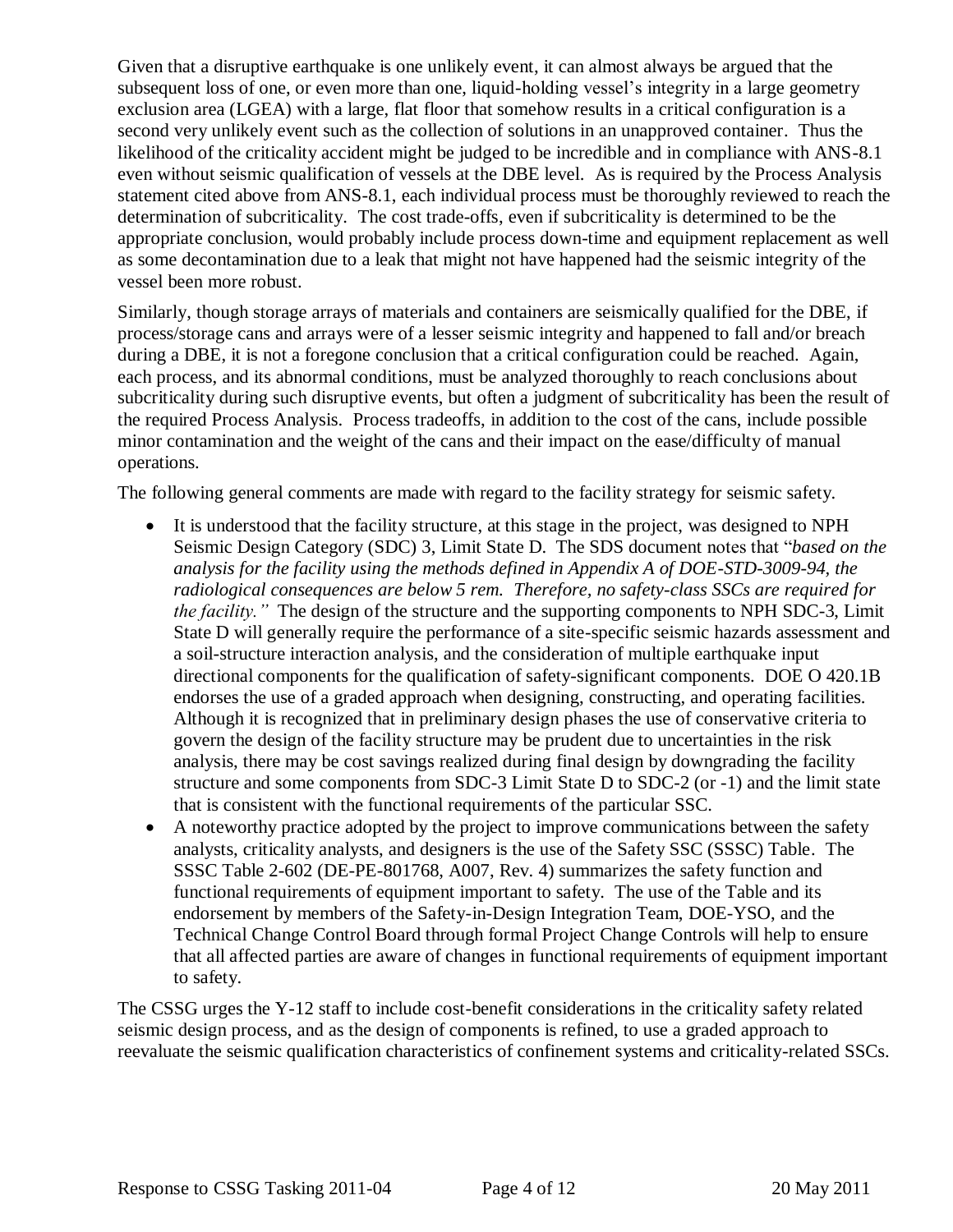Given that a disruptive earthquake is one unlikely event, it can almost always be argued that the subsequent loss of one, or even more than one, liquid-holding vessel's integrity in a large geometry exclusion area (LGEA) with a large, flat floor that somehow results in a critical configuration is a second very unlikely event such as the collection of solutions in an unapproved container. Thus the likelihood of the criticality accident might be judged to be incredible and in compliance with ANS-8.1 even without seismic qualification of vessels at the DBE level. As is required by the Process Analysis statement cited above from ANS-8.1, each individual process must be thoroughly reviewed to reach the determination of subcriticality. The cost trade-offs, even if subcriticality is determined to be the appropriate conclusion, would probably include process down-time and equipment replacement as well as some decontamination due to a leak that might not have happened had the seismic integrity of the vessel been more robust.

Similarly, though storage arrays of materials and containers are seismically qualified for the DBE, if process/storage cans and arrays were of a lesser seismic integrity and happened to fall and/or breach during a DBE, it is not a foregone conclusion that a critical configuration could be reached. Again, each process, and its abnormal conditions, must be analyzed thoroughly to reach conclusions about subcriticality during such disruptive events, but often a judgment of subcriticality has been the result of the required Process Analysis. Process tradeoffs, in addition to the cost of the cans, include possible minor contamination and the weight of the cans and their impact on the ease/difficulty of manual operations.

The following general comments are made with regard to the facility strategy for seismic safety.

- It is understood that the facility structure, at this stage in the project, was designed to NPH Seismic Design Category (SDC) 3, Limit State D. The SDS document notes that "*based on the analysis for the facility using the methods defined in Appendix A of DOE-STD-3009-94, the radiological consequences are below 5 rem. Therefore, no safety-class SSCs are required for the facility.*" The design of the structure and the supporting components to NPH SDC-3, Limit State D will generally require the performance of a site-specific seismic hazards assessment and a soil-structure interaction analysis, and the consideration of multiple earthquake input directional components for the qualification of safety-significant components. DOE O 420.1B endorses the use of a graded approach when designing, constructing, and operating facilities. Although it is recognized that in preliminary design phases the use of conservative criteria to govern the design of the facility structure may be prudent due to uncertainties in the risk analysis, there may be cost savings realized during final design by downgrading the facility structure and some components from SDC-3 Limit State D to SDC-2 (or -1) and the limit state that is consistent with the functional requirements of the particular SSC.
- A noteworthy practice adopted by the project to improve communications between the safety analysts, criticality analysts, and designers is the use of the Safety SSC (SSSC) Table. The SSSC Table 2-602 (DE-PE-801768, A007, Rev. 4) summarizes the safety function and functional requirements of equipment important to safety. The use of the Table and its endorsement by members of the Safety-in-Design Integration Team, DOE-YSO, and the Technical Change Control Board through formal Project Change Controls will help to ensure that all affected parties are aware of changes in functional requirements of equipment important to safety.

The CSSG urges the Y-12 staff to include cost-benefit considerations in the criticality safety related seismic design process, and as the design of components is refined, to use a graded approach to reevaluate the seismic qualification characteristics of confinement systems and criticality-related SSCs.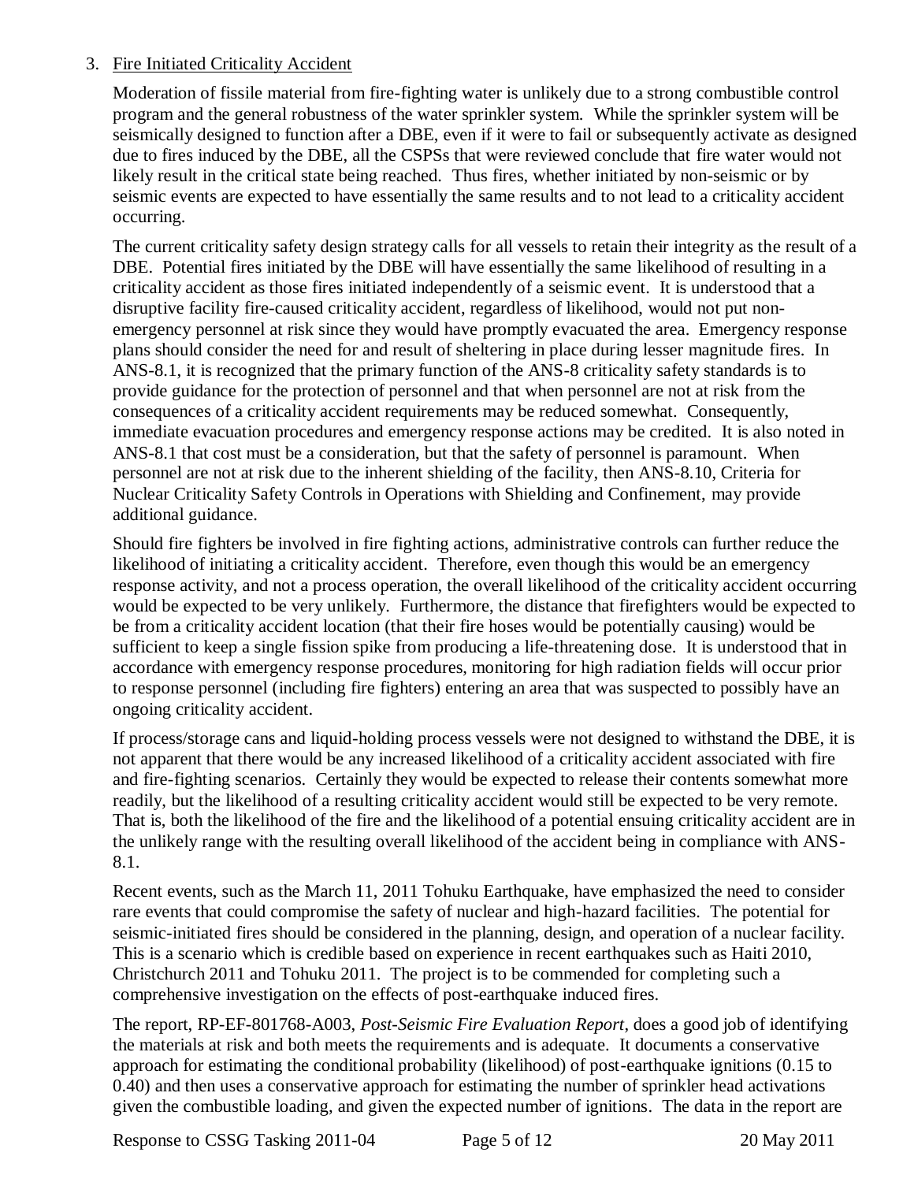3. Fire Initiated Criticality Accident

Moderation of fissile material from fire-fighting water is unlikely due to a strong combustible control program and the general robustness of the water sprinkler system. While the sprinkler system will be seismically designed to function after a DBE, even if it were to fail or subsequently activate as designed due to fires induced by the DBE, all the CSPSs that were reviewed conclude that fire water would not likely result in the critical state being reached. Thus fires, whether initiated by non-seismic or by seismic events are expected to have essentially the same results and to not lead to a criticality accident occurring.

The current criticality safety design strategy calls for all vessels to retain their integrity as the result of a DBE. Potential fires initiated by the DBE will have essentially the same likelihood of resulting in a criticality accident as those fires initiated independently of a seismic event. It is understood that a disruptive facility fire-caused criticality accident, regardless of likelihood, would not put non-emergency personnel at risk since they would have promptly evacuated the area. Emergency response plans should consider the need for and result of sheltering in place during lesser magnitude fires. In ANS-8.1, it is recognized that the primary function of the ANS-8 criticality safety standards is to provide guidance for the protection of personnel and that when personnel are not at risk from the consequences of a criticality accident requirements may be reduced somewhat. Consequently, immediate evacuation procedures and emergency response actions may be credited. It is also noted in ANS-8.1 that cost must be a consideration, but that the safety of personnel is paramount. When personnel are not at risk due to the inherent shielding of the facility, then ANS-8.10, Criteria for Nuclear Criticality Safety Controls in Operations with Shielding and Confinement, may provide additional guidance.

Should fire fighters be involved in fire fighting actions, administrative controls can further reduce the likelihood of initiating a criticality accident. Therefore, even though this would be an emergency response activity, and not a process operation, the overall likelihood of the criticality accident occurring would be expected to be very unlikely. Furthermore, the distance that firefighters would be expected to be from a criticality accident location (that their fire hoses would be potentially causing) would be sufficient to keep a single fission spike from producing a life-threatening dose. It is understood that in accordance with emergency response procedures, monitoring for high radiation fields will occur prior to response personnel (including fire fighters) entering an area that was suspected to possibly have an ongoing criticality accident.

If process/storage cans and liquid-holding process vessels were not designed to withstand the DBE, it is not apparent that there would be any increased likelihood of a criticality accident associated with fire and fire-fighting scenarios. Certainly they would be expected to release their contents somewhat more readily, but the likelihood of a resulting criticality accident would still be expected to be very remote. That is, both the likelihood of the fire and the likelihood of a potential ensuing criticality accident are in the unlikely range with the resulting overall likelihood of the accident being in compliance with ANS-8.1.

Recent events, such as the March 11, 2011 Tohuku Earthquake, have emphasized the need to consider rare events that could compromise the safety of nuclear and high-hazard facilities. The potential for seismic-initiated fires should be considered in the planning, design, and operation of a nuclear facility. This is a scenario which is credible based on experience in recent earthquakes such as Haiti 2010, Christchurch 2011 and Tohuku 2011. The project is to be commended for completing such a comprehensive investigation on the effects of post-earthquake induced fires.

The report, RP-EF-801768-A003, *Post-Seismic Fire Evaluation Report*, does a good job of identifying the materials at risk and both meets the requirements and is adequate. It documents a conservative approach for estimating the conditional probability (likelihood) of post-earthquake ignitions (0.15 to 0.40) and then uses a conservative approach for estimating the number of sprinkler head activations given the combustible loading, and given the expected number of ignitions. The data in the report are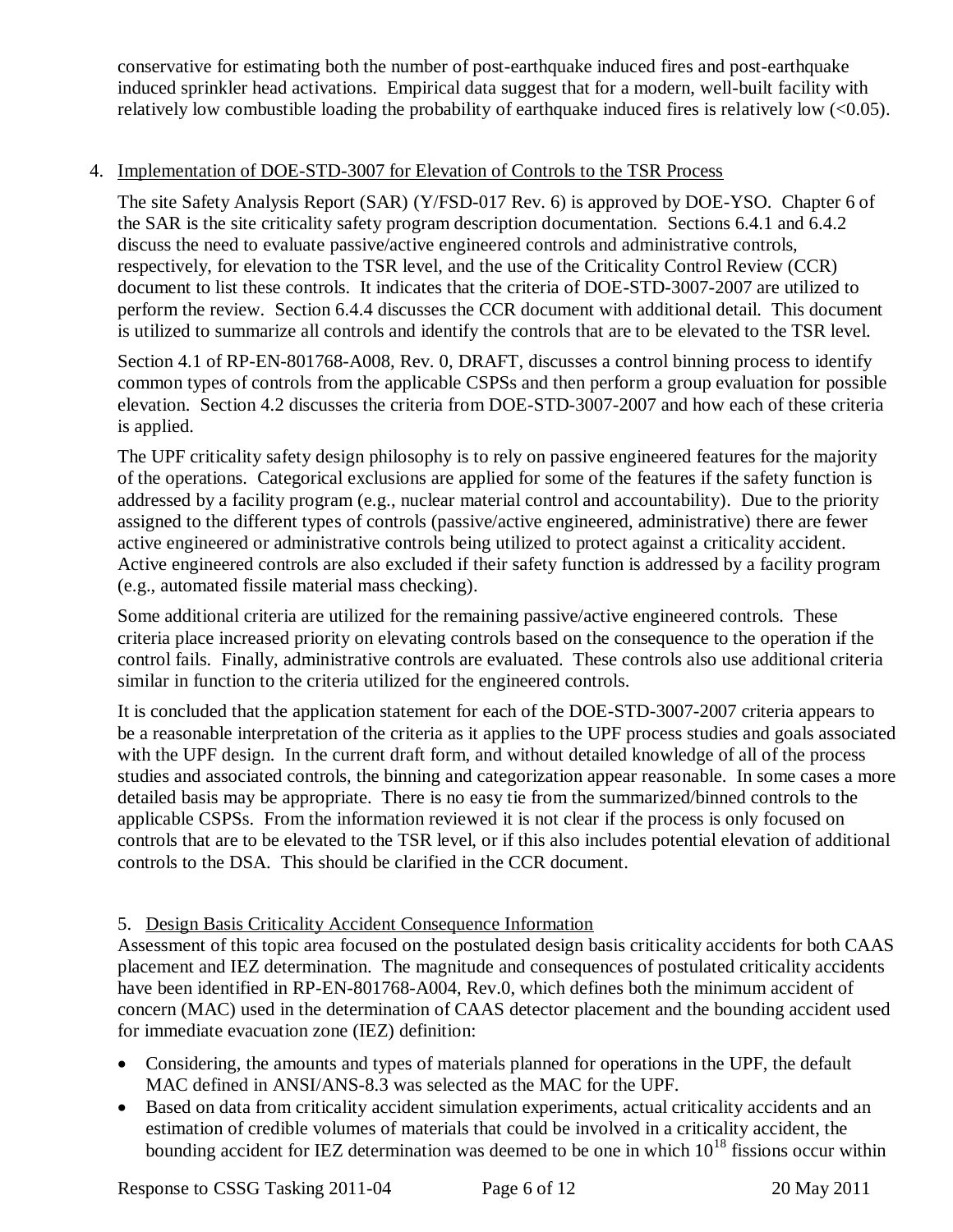conservative for estimating both the number of post-earthquake induced fires and post-earthquake induced sprinkler head activations. Empirical data suggest that for a modern, well-built facility with relatively low combustible loading the probability of earthquake induced fires is relatively low (<0.05).

4. Implementation of DOE-STD-3007 for Elevation of Controls to the TSR Process

   The site Safety Analysis Report (SAR) (Y/FSD-017 Rev. 6) is approved by DOE-YSO. Chapter 6 of the SAR is the site criticality safety program description documentation. Sections 6.4.1 and 6.4.2 discuss the need to evaluate passive/active engineered controls and administrative controls, respectively, for elevation to the TSR level, and the use of the Criticality Control Review (CCR) document to list these controls. It indicates that the criteria of DOE-STD-3007-2007 are utilized to perform the review. Section 6.4.4 discusses the CCR document with additional detail. This document is utilized to summarize all controls and identify the controls that are to be elevated to the TSR level.

   Section 4.1 of RP-EN-801768-A008, Rev. 0, DRAFT, discusses a control binning process to identify common types of controls from the applicable CSPSs and then perform a group evaluation for possible elevation. Section 4.2 discusses the criteria from DOE-STD-3007-2007 and how each of these criteria is applied.

   The UPF criticality safety design philosophy is to rely on passive engineered features for the majority of the operations. Categorical exclusions are applied for some of the features if the safety function is addressed by a facility program (e.g., nuclear material control and accountability). Due to the priority assigned to the different types of controls (passive/active engineered, administrative) there are fewer active engineered or administrative controls being utilized to protect against a criticality accident. Active engineered controls are also excluded if their safety function is addressed by a facility program (e.g., automated fissile material mass checking).

   Some additional criteria are utilized for the remaining passive/active engineered controls. These criteria place increased priority on elevating controls based on the consequence to the operation if the control fails. Finally, administrative controls are evaluated. These controls also use additional criteria similar in function to the criteria utilized for the engineered controls.

   It is concluded that the application statement for each of the DOE-STD-3007-2007 criteria appears to be a reasonable interpretation of the criteria as it applies to the UPF process studies and goals associated with the UPF design. In the current draft form, and without detailed knowledge of all of the process studies and associated controls, the binning and categorization appear reasonable. In some cases a more detailed basis may be appropriate. There is no easy tie from the summarized/binned controls to the applicable CSPSs. From the information reviewed it is not clear if the process is only focused on controls that are to be elevated to the TSR level, or if this also includes potential elevation of additional controls to the DSA. This should be clarified in the CCR document.

5. Design Basis Criticality Accident Consequence Information

   Assessment of this topic area focused on the postulated design basis criticality accidents for both CAAS placement and IEZ determination. The magnitude and consequences of postulated criticality accidents have been identified in RP-EN-801768-A004, Rev.0, which defines both the minimum accident of concern (MAC) used in the determination of CAAS detector placement and the bounding accident used for immediate evacuation zone (IEZ) definition:

   - Considering, the amounts and types of materials planned for operations in the UPF, the default MAC defined in ANSI/ANS-8.3 was selected as the MAC for the UPF.
   - Based on data from criticality accident simulation experiments, actual criticality accidents and an estimation of credible volumes of materials that could be involved in a criticality accident, the bounding accident for IEZ determination was deemed to be one in which $10^{18}$ fissions occur within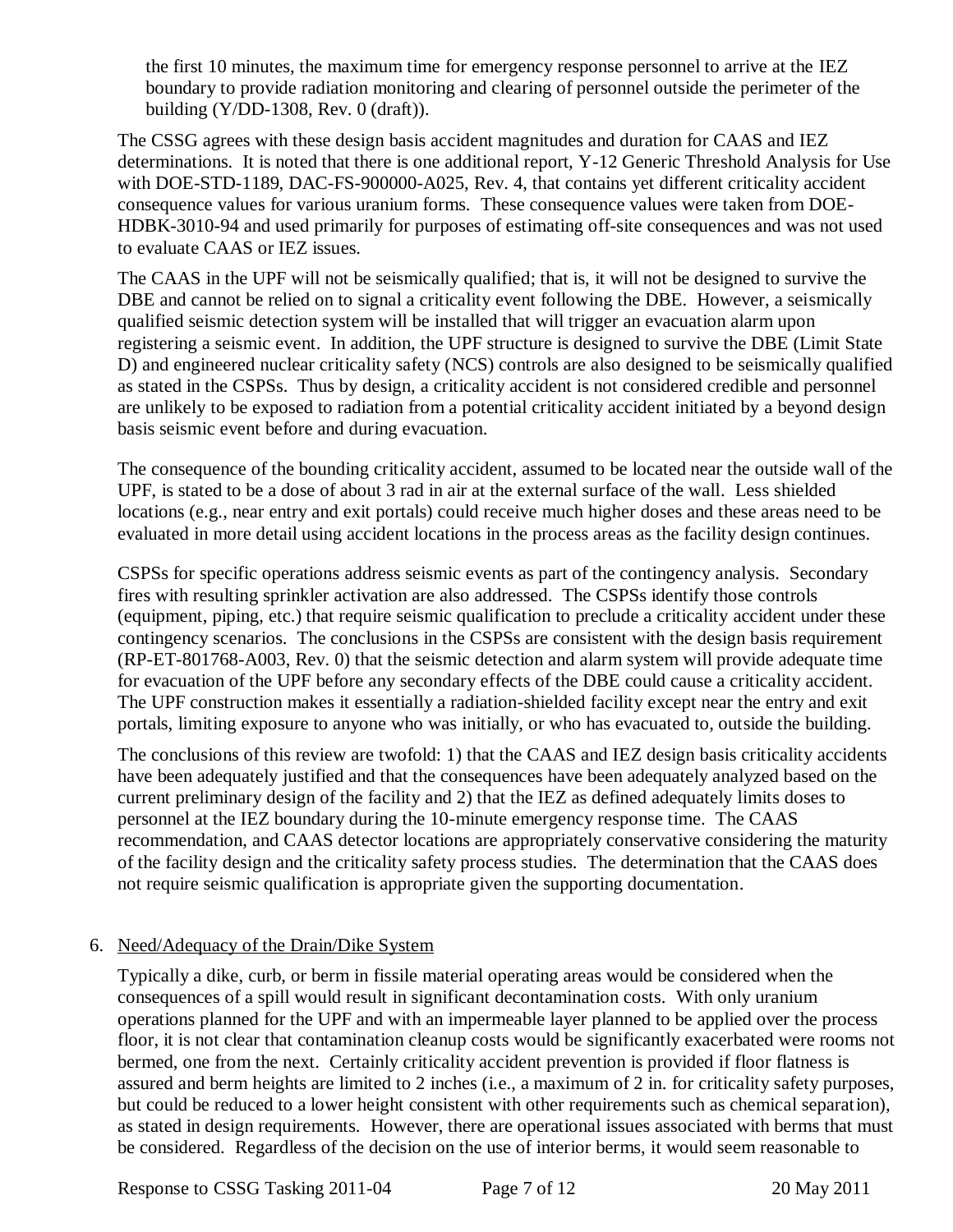the first 10 minutes, the maximum time for emergency response personnel to arrive at the IEZ boundary to provide radiation monitoring and clearing of personnel outside the perimeter of the building (Y/DD-1308, Rev. 0 (draft)).

The CSSG agrees with these design basis accident magnitudes and duration for CAAS and IEZ determinations. It is noted that there is one additional report, Y-12 Generic Threshold Analysis for Use with DOE-STD-1189, DAC-FS-900000-A025, Rev. 4, that contains yet different criticality accident consequence values for various uranium forms. These consequence values were taken from DOE-HDBK-3010-94 and used primarily for purposes of estimating off-site consequences and was not used to evaluate CAAS or IEZ issues.

The CAAS in the UPF will not be seismically qualified; that is, it will not be designed to survive the DBE and cannot be relied on to signal a criticality event following the DBE. However, a seismically qualified seismic detection system will be installed that will trigger an evacuation alarm upon registering a seismic event. In addition, the UPF structure is designed to survive the DBE (Limit State D) and engineered nuclear criticality safety (NCS) controls are also designed to be seismically qualified as stated in the CSPSs. Thus by design, a criticality accident is not considered credible and personnel are unlikely to be exposed to radiation from a potential criticality accident initiated by a beyond design basis seismic event before and during evacuation.

The consequence of the bounding criticality accident, assumed to be located near the outside wall of the UPF, is stated to be a dose of about 3 rad in air at the external surface of the wall. Less shielded locations (e.g., near entry and exit portals) could receive much higher doses and these areas need to be evaluated in more detail using accident locations in the process areas as the facility design continues.

CSPSs for specific operations address seismic events as part of the contingency analysis. Secondary fires with resulting sprinkler activation are also addressed. The CSPSs identify those controls (equipment, piping, etc.) that require seismic qualification to preclude a criticality accident under these contingency scenarios. The conclusions in the CSPSs are consistent with the design basis requirement (RP-ET-801768-A003, Rev. 0) that the seismic detection and alarm system will provide adequate time for evacuation of the UPF before any secondary effects of the DBE could cause a criticality accident. The UPF construction makes it essentially a radiation-shielded facility except near the entry and exit portals, limiting exposure to anyone who was initially, or who has evacuated to, outside the building.

The conclusions of this review are twofold: 1) that the CAAS and IEZ design basis criticality accidents have been adequately justified and that the consequences have been adequately analyzed based on the current preliminary design of the facility and 2) that the IEZ as defined adequately limits doses to personnel at the IEZ boundary during the 10-minute emergency response time. The CAAS recommendation, and CAAS detector locations are appropriately conservative considering the maturity of the facility design and the criticality safety process studies. The determination that the CAAS does not require seismic qualification is appropriate given the supporting documentation.

6. Need/Adequacy of the Drain/Dike System

Typically a dike, curb, or berm in fissile material operating areas would be considered when the consequences of a spill would result in significant decontamination costs. With only uranium operations planned for the UPF and with an impermeable layer planned to be applied over the process floor, it is not clear that contamination cleanup costs would be significantly exacerbated were rooms not bermed, one from the next. Certainly criticality accident prevention is provided if floor flatness is assured and berm heights are limited to 2 inches (i.e., a maximum of 2 in. for criticality safety purposes, but could be reduced to a lower height consistent with other requirements such as chemical separation), as stated in design requirements. However, there are operational issues associated with berms that must be considered. Regardless of the decision on the use of interior berms, it would seem reasonable to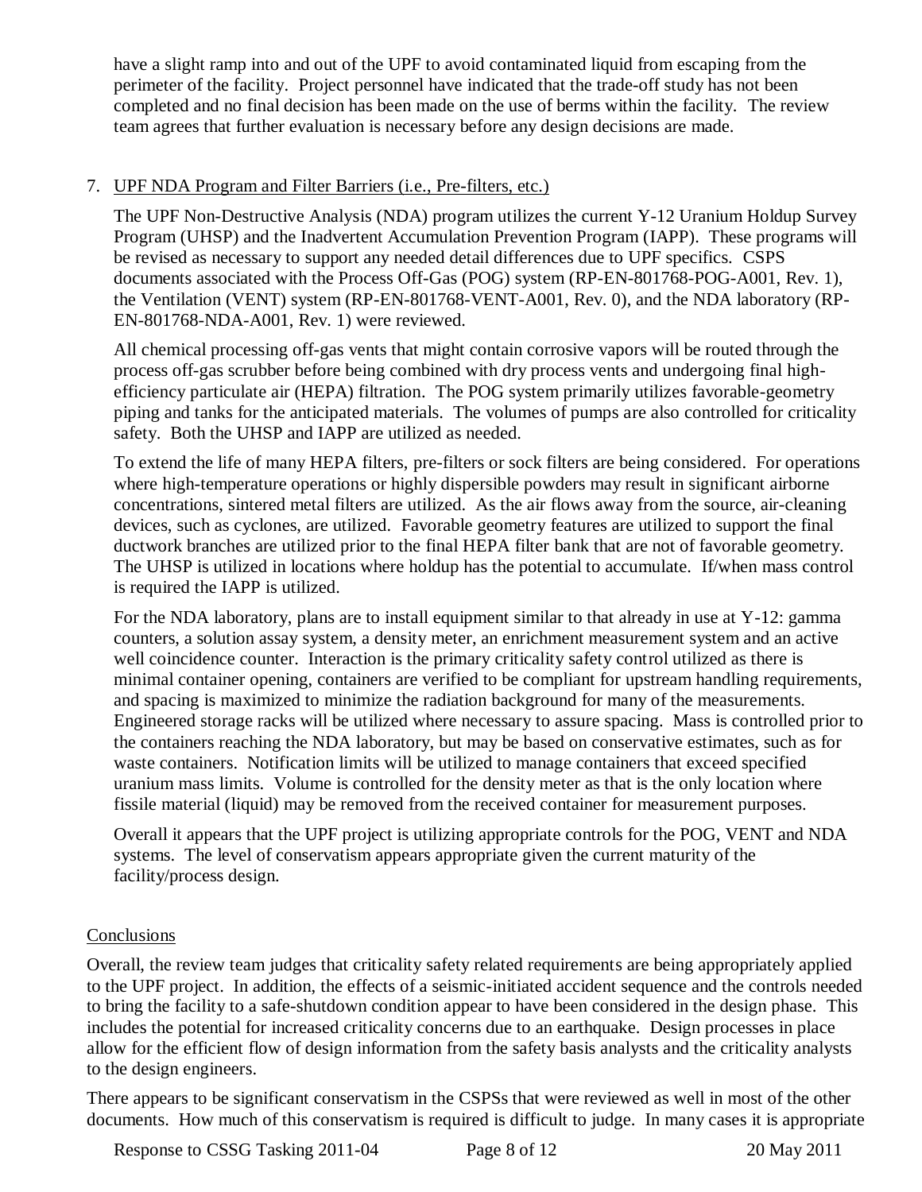have a slight ramp into and out of the UPF to avoid contaminated liquid from escaping from the perimeter of the facility. Project personnel have indicated that the trade-off study has not been completed and no final decision has been made on the use of berms within the facility. The review team agrees that further evaluation is necessary before any design decisions are made.

7. UPF NDA Program and Filter Barriers (i.e., Pre-filters, etc.)

   The UPF Non-Destructive Analysis (NDA) program utilizes the current Y-12 Uranium Holdup Survey Program (UHSP) and the Inadvertent Accumulation Prevention Program (IAPP). These programs will be revised as necessary to support any needed detail differences due to UPF specifics. CSPS documents associated with the Process Off-Gas (POG) system (RP-EN-801768-POG-A001, Rev. 1), the Ventilation (VENT) system (RP-EN-801768-VENT-A001, Rev. 0), and the NDA laboratory (RP-EN-801768-NDA-A001, Rev. 1) were reviewed.

   All chemical processing off-gas vents that might contain corrosive vapors will be routed through the process off-gas scrubber before being combined with dry process vents and undergoing final high-efficiency particulate air (HEPA) filtration. The POG system primarily utilizes favorable-geometry piping and tanks for the anticipated materials. The volumes of pumps are also controlled for criticality safety. Both the UHSP and IAPP are utilized as needed.

   To extend the life of many HEPA filters, pre-filters or sock filters are being considered. For operations where high-temperature operations or highly dispersible powders may result in significant airborne concentrations, sintered metal filters are utilized. As the air flows away from the source, air-cleaning devices, such as cyclones, are utilized. Favorable geometry features are utilized to support the final ductwork branches are utilized prior to the final HEPA filter bank that are not of favorable geometry. The UHSP is utilized in locations where holdup has the potential to accumulate. If/when mass control is required the IAPP is utilized.

   For the NDA laboratory, plans are to install equipment similar to that already in use at Y-12: gamma counters, a solution assay system, a density meter, an enrichment measurement system and an active well coincidence counter. Interaction is the primary criticality safety control utilized as there is minimal container opening, containers are verified to be compliant for upstream handling requirements, and spacing is maximized to minimize the radiation background for many of the measurements. Engineered storage racks will be utilized where necessary to assure spacing. Mass is controlled prior to the containers reaching the NDA laboratory, but may be based on conservative estimates, such as for waste containers. Notification limits will be utilized to manage containers that exceed specified uranium mass limits. Volume is controlled for the density meter as that is the only location where fissile material (liquid) may be removed from the received container for measurement purposes.

   Overall it appears that the UPF project is utilizing appropriate controls for the POG, VENT and NDA systems. The level of conservatism appears appropriate given the current maturity of the facility/process design.

## Conclusions

Overall, the review team judges that criticality safety related requirements are being appropriately applied to the UPF project. In addition, the effects of a seismic-initiated accident sequence and the controls needed to bring the facility to a safe-shutdown condition appear to have been considered in the design phase. This includes the potential for increased criticality concerns due to an earthquake. Design processes in place allow for the efficient flow of design information from the safety basis analysts and the criticality analysts to the design engineers.

There appears to be significant conservatism in the CSPSs that were reviewed as well in most of the other documents. How much of this conservatism is required is difficult to judge. In many cases it is appropriate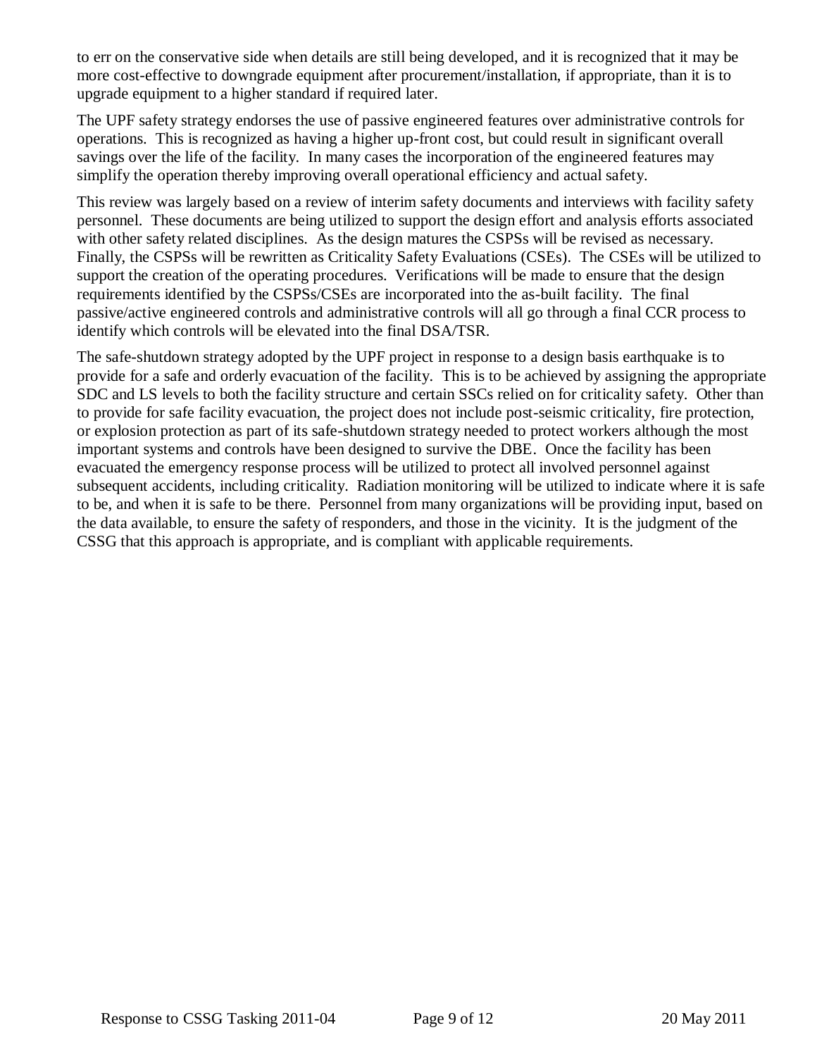to err on the conservative side when details are still being developed, and it is recognized that it may be more cost-effective to downgrade equipment after procurement/installation, if appropriate, than it is to upgrade equipment to a higher standard if required later.

The UPF safety strategy endorses the use of passive engineered features over administrative controls for operations. This is recognized as having a higher up-front cost, but could result in significant overall savings over the life of the facility. In many cases the incorporation of the engineered features may simplify the operation thereby improving overall operational efficiency and actual safety.

This review was largely based on a review of interim safety documents and interviews with facility safety personnel. These documents are being utilized to support the design effort and analysis efforts associated with other safety related disciplines. As the design matures the CSPSs will be revised as necessary. Finally, the CSPSs will be rewritten as Criticality Safety Evaluations (CSEs). The CSEs will be utilized to support the creation of the operating procedures. Verifications will be made to ensure that the design requirements identified by the CSPSs/CSEs are incorporated into the as-built facility. The final passive/active engineered controls and administrative controls will all go through a final CCR process to identify which controls will be elevated into the final DSA/TSR.

The safe-shutdown strategy adopted by the UPF project in response to a design basis earthquake is to provide for a safe and orderly evacuation of the facility. This is to be achieved by assigning the appropriate SDC and LS levels to both the facility structure and certain SSCs relied on for criticality safety. Other than to provide for safe facility evacuation, the project does not include post-seismic criticality, fire protection, or explosion protection as part of its safe-shutdown strategy needed to protect workers although the most important systems and controls have been designed to survive the DBE. Once the facility has been evacuated the emergency response process will be utilized to protect all involved personnel against subsequent accidents, including criticality. Radiation monitoring will be utilized to indicate where it is safe to be, and when it is safe to be there. Personnel from many organizations will be providing input, based on the data available, to ensure the safety of responders, and those in the vicinity. It is the judgment of the CSSG that this approach is appropriate, and is compliant with applicable requirements.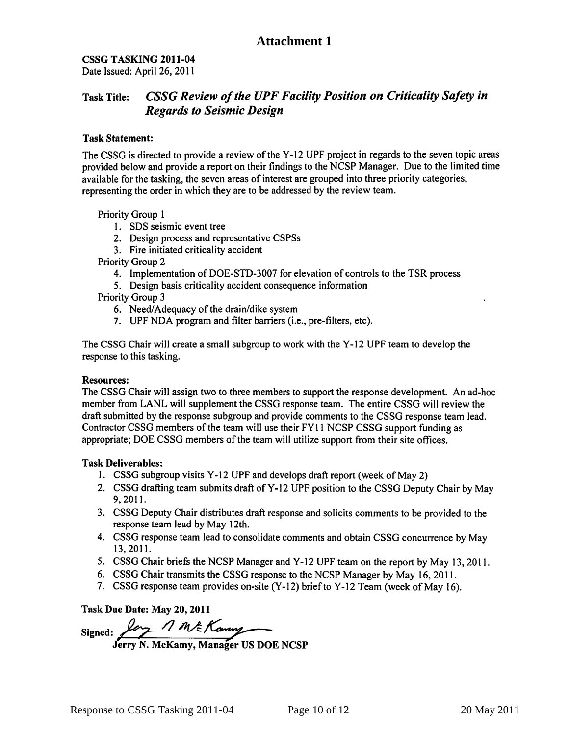# Attachment 1

**CSSG TASKING 2011-04**
Date Issued: April 26, 2011

**Task Title:** ***CSSG Review of the UPF Facility Position on Criticality Safety in Regards to Seismic Design***

**Task Statement:**

The CSSG is directed to provide a review of the Y-12 UPF project in regards to the seven topic areas provided below and provide a report on their findings to the NCSP Manager. Due to the limited time available for the tasking, the seven areas of interest are grouped into three priority categories, representing the order in which they are to be addressed by the review team.

Priority Group 1

1. SDS seismic event tree
2. Design process and representative CSPSs
3. Fire initiated criticality accident

Priority Group 2

4. Implementation of DOE-STD-3007 for elevation of controls to the TSR process
5. Design basis criticality accident consequence information

Priority Group 3

6. Need/Adequacy of the drain/dike system
7. UPF NDA program and filter barriers (i.e., pre-filters, etc).

The CSSG Chair will create a small subgroup to work with the Y-12 UPF team to develop the response to this tasking.

**Resources:**
The CSSG Chair will assign two to three members to support the response development. An ad-hoc member from LANL will supplement the CSSG response team. The entire CSSG will review the draft submitted by the response subgroup and provide comments to the CSSG response team lead. Contractor CSSG members of the team will use their FY11 NCSP CSSG support funding as appropriate; DOE CSSG members of the team will utilize support from their site offices.

**Task Deliverables:**

1. CSSG subgroup visits Y-12 UPF and develops draft report (week of May 2)
2. CSSG drafting team submits draft of Y-12 UPF position to the CSSG Deputy Chair by May 9, 2011.
3. CSSG Deputy Chair distributes draft response and solicits comments to be provided to the response team lead by May 12th.
4. CSSG response team lead to consolidate comments and obtain CSSG concurrence by May 13, 2011.
5. CSSG Chair briefs the NCSP Manager and Y-12 UPF team on the report by May 13, 2011.
6. CSSG Chair transmits the CSSG response to the NCSP Manager by May 16, 2011.
7. CSSG response team provides on-site (Y-12) brief to Y-12 Team (week of May 16).

**Task Due Date: May 20, 2011**

**Signed:** *Jerry N. McKamy*
**Jerry N. McKamy, Manager US DOE NCSP**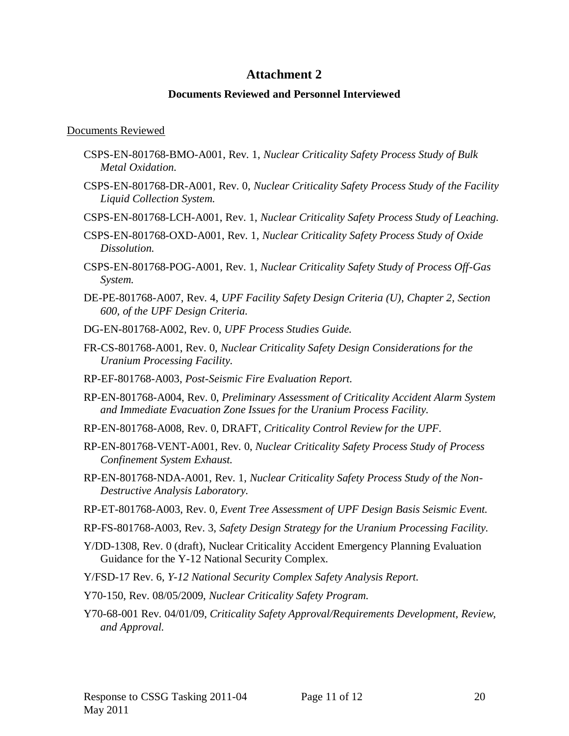# Attachment 2

## Documents Reviewed and Personnel Interviewed

Documents Reviewed

- CSPS-EN-801768-BMO-A001, Rev. 1, *Nuclear Criticality Safety Process Study of Bulk Metal Oxidation.*
- CSPS-EN-801768-DR-A001, Rev. 0, *Nuclear Criticality Safety Process Study of the Facility Liquid Collection System.*
- CSPS-EN-801768-LCH-A001, Rev. 1, *Nuclear Criticality Safety Process Study of Leaching.*
- CSPS-EN-801768-OXD-A001, Rev. 1, *Nuclear Criticality Safety Process Study of Oxide Dissolution.*
- CSPS-EN-801768-POG-A001, Rev. 1, *Nuclear Criticality Safety Study of Process Off-Gas System.*
- DE-PE-801768-A007, Rev. 4, *UPF Facility Safety Design Criteria (U), Chapter 2, Section 600, of the UPF Design Criteria.*
- DG-EN-801768-A002, Rev. 0, *UPF Process Studies Guide.*
- FR-CS-801768-A001, Rev. 0, *Nuclear Criticality Safety Design Considerations for the Uranium Processing Facility.*
- RP-EF-801768-A003, *Post-Seismic Fire Evaluation Report.*
- RP-EN-801768-A004, Rev. 0, *Preliminary Assessment of Criticality Accident Alarm System and Immediate Evacuation Zone Issues for the Uranium Process Facility.*
- RP-EN-801768-A008, Rev. 0, DRAFT, *Criticality Control Review for the UPF.*
- RP-EN-801768-VENT-A001, Rev. 0, *Nuclear Criticality Safety Process Study of Process Confinement System Exhaust.*
- RP-EN-801768-NDA-A001, Rev. 1, *Nuclear Criticality Safety Process Study of the Non-Destructive Analysis Laboratory.*
- RP-ET-801768-A003, Rev. 0, *Event Tree Assessment of UPF Design Basis Seismic Event.*
- RP-FS-801768-A003, Rev. 3, *Safety Design Strategy for the Uranium Processing Facility.*
- Y/DD-1308, Rev. 0 (draft), Nuclear Criticality Accident Emergency Planning Evaluation Guidance for the Y-12 National Security Complex.
- Y/FSD-17 Rev. 6, *Y-12 National Security Complex Safety Analysis Report.*
- Y70-150, Rev. 08/05/2009, *Nuclear Criticality Safety Program.*
- Y70-68-001 Rev. 04/01/09, *Criticality Safety Approval/Requirements Development, Review, and Approval.*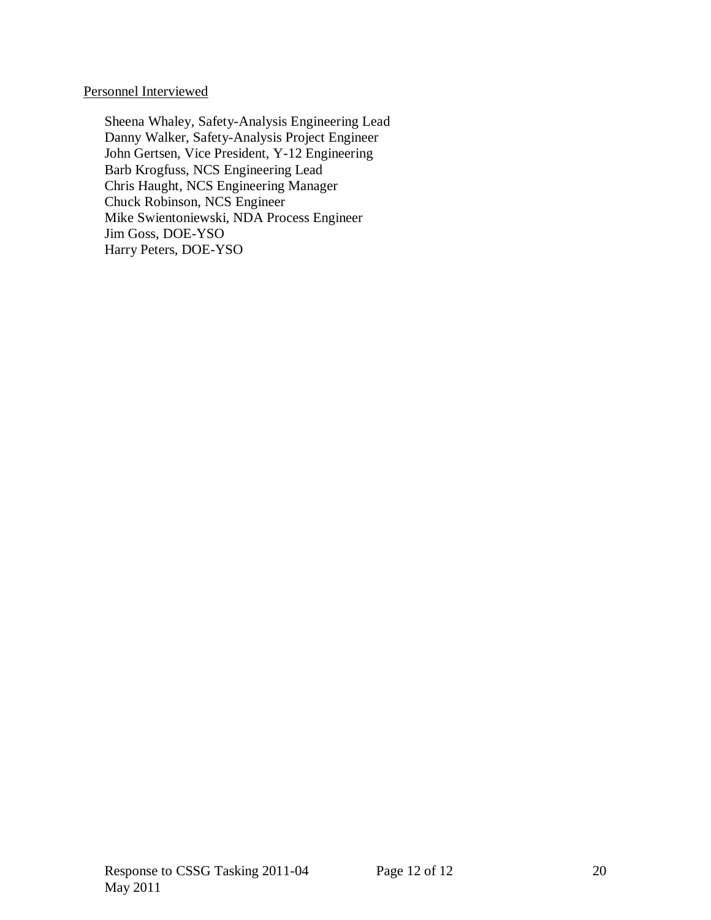Personnel Interviewed

Sheena Whaley, Safety-Analysis Engineering Lead
Danny Walker, Safety-Analysis Project Engineer
John Gertsen, Vice President, Y-12 Engineering
Barb Krogfuss, NCS Engineering Lead
Chris Haught, NCS Engineering Manager
Chuck Robinson, NCS Engineer
Mike Swientoniewski, NDA Process Engineer
Jim Goss, DOE-YSO
Harry Peters, DOE-YSO